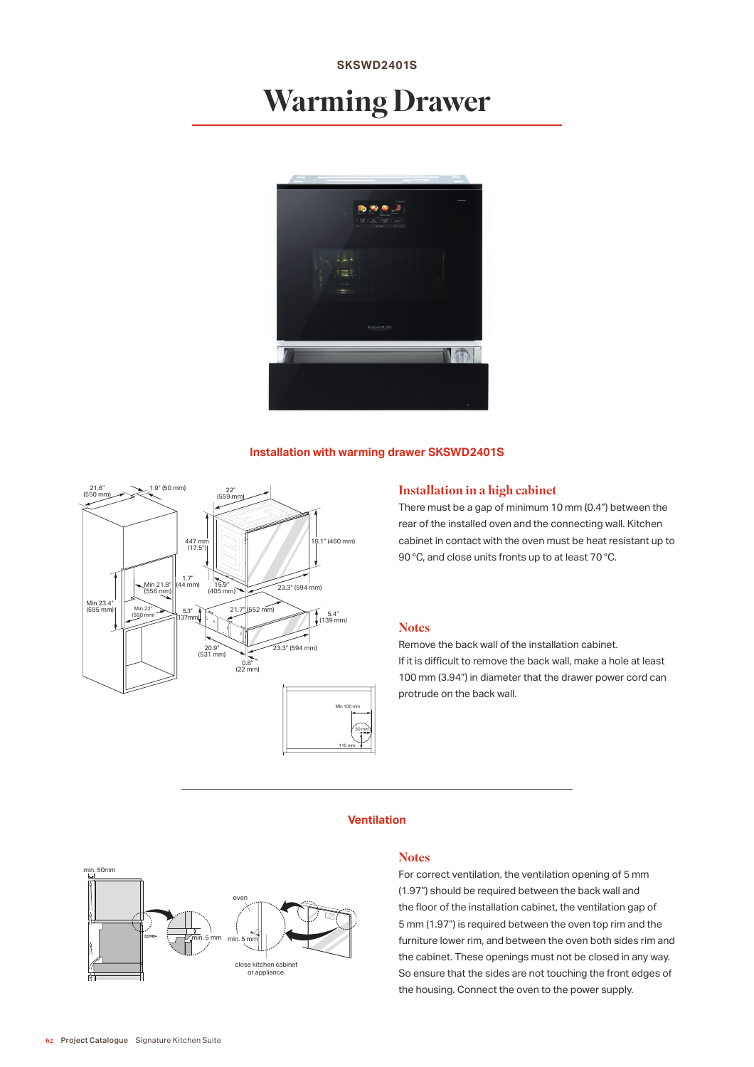SKSWD2401S

# Warming Drawer

### Installation with warming drawer SKSWD2401S

## Installation in a high cabinet

There must be a gap of minimum 10 mm (0.4") between the rear of the installed oven and the connecting wall. Kitchen cabinet in contact with the oven must be heat resistant up to 90 °C, and close units fronts up to at least 70 °C.

## Notes

Remove the back wall of the installation cabinet.
If it is difficult to remove the back wall, make a hole at least 100 mm (3.94") in diameter that the drawer power cord can protrude on the back wall.

### Ventilation

## Notes

For correct ventilation, the ventilation opening of 5 mm (1.97") should be required between the back wall and the floor of the installation cabinet, the ventilation gap of 5 mm (1.97") is required between the oven top rim and the furniture lower rim, and between the oven both sides rim and the cabinet. These openings must not be closed in any way. So ensure that the sides are not touching the front edges of the housing. Connect the oven to the power supply.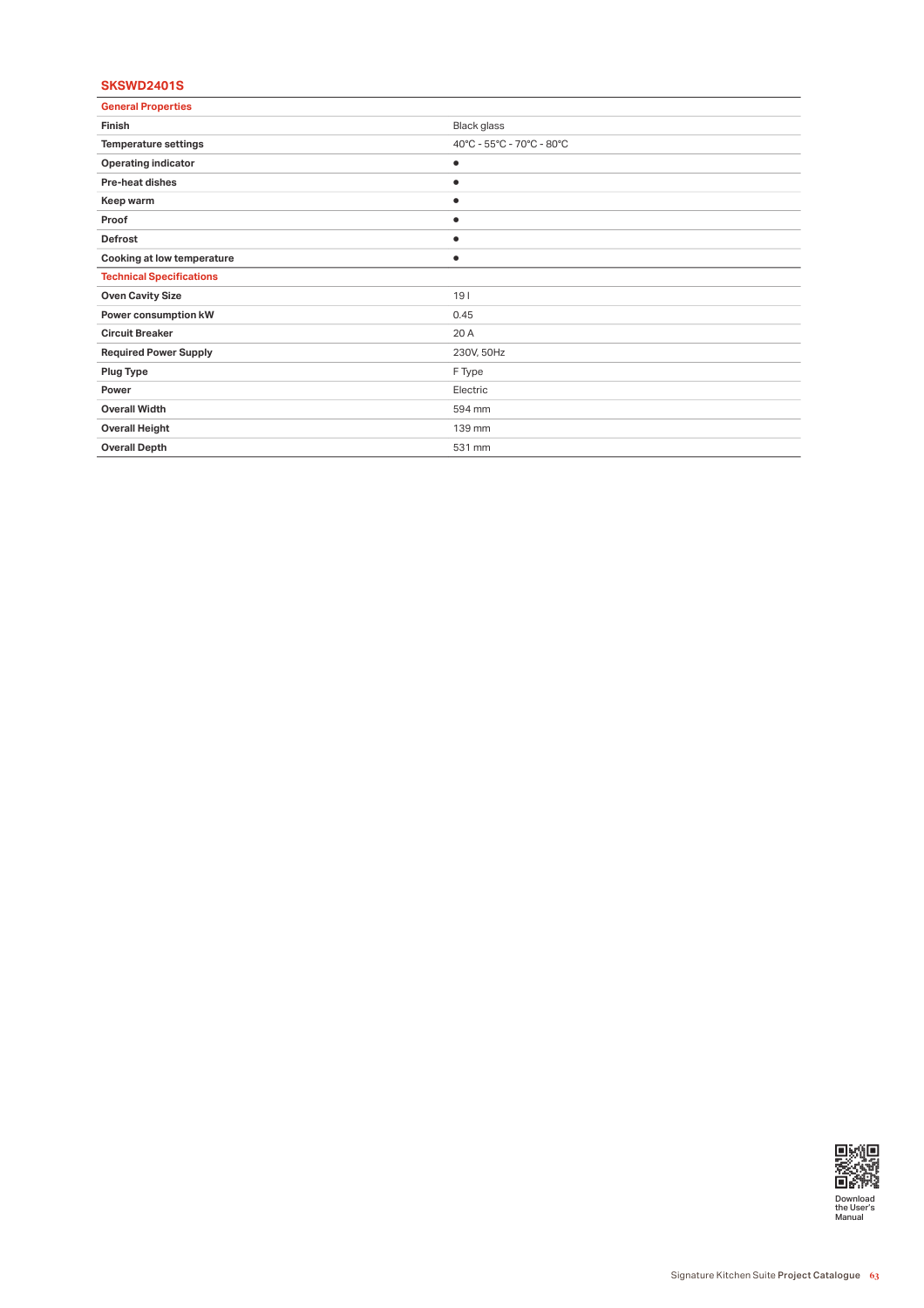## SKSWD2401S

| | |
|---|---|
| **General Properties** | |
| **Finish** | Black glass |
| **Temperature settings** | 40°C - 55°C - 70°C - 80°C |
| **Operating indicator** | ● |
| **Pre-heat dishes** | ● |
| **Keep warm** | ● |
| **Proof** | ● |
| **Defrost** | ● |
| **Cooking at low temperature** | ● |
| **Technical Specifications** | |
| **Oven Cavity Size** | 19 l |
| **Power consumption kW** | 0.45 |
| **Circuit Breaker** | 20 A |
| **Required Power Supply** | 230V, 50Hz |
| **Plug Type** | F Type |
| **Power** | Electric |
| **Overall Width** | 594 mm |
| **Overall Height** | 139 mm |
| **Overall Depth** | 531 mm |

Download the User's Manual